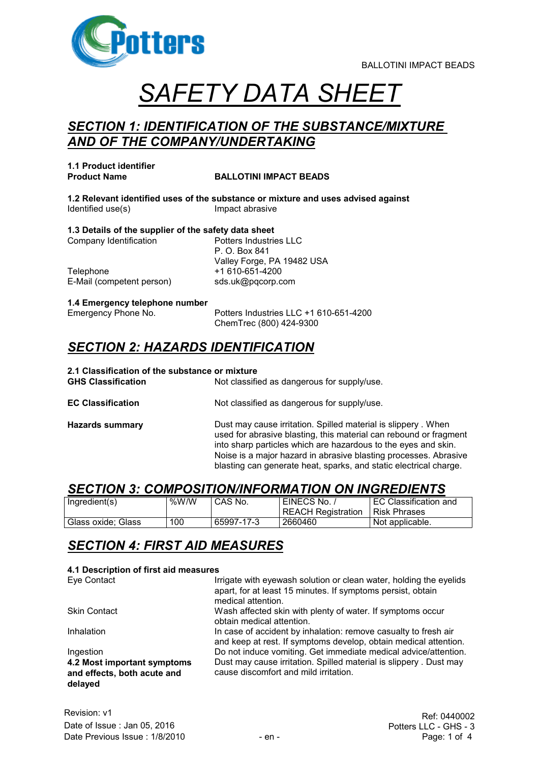BALLOTINI IMPACT BEADS

# SAFETY DATA SHEET

## SECTION 1: IDENTIFICATION OF THE SUBSTANCE/MIXTURE AND OF THE COMPANY/UNDERTAKING

**1.1 Product identifier**

**Product Name** **BALLOTINI IMPACT BEADS**

**1.2 Relevant identified uses of the substance or mixture and uses advised against**

Identified use(s) Impact abrasive

**1.3 Details of the supplier of the safety data sheet**

Company Identification Potters Industries LLC
P. O. Box 841
Valley Forge, PA 19482 USA

Telephone +1 610-651-4200

E-Mail (competent person) sds.uk@pqcorp.com

**1.4 Emergency telephone number**

Emergency Phone No. Potters Industries LLC +1 610-651-4200
ChemTrec (800) 424-9300

## SECTION 2: HAZARDS IDENTIFICATION

**2.1 Classification of the substance or mixture**

**GHS Classification** Not classified as dangerous for supply/use.

**EC Classification** Not classified as dangerous for supply/use.

**Hazards summary** Dust may cause irritation. Spilled material is slippery . When used for abrasive blasting, this material can rebound or fragment into sharp particles which are hazardous to the eyes and skin. Noise is a major hazard in abrasive blasting processes. Abrasive blasting can generate heat, sparks, and static electrical charge.

## SECTION 3: COMPOSITION/INFORMATION ON INGREDIENTS

| Ingredient(s) | %W/W | CAS No. | EINECS No. / REACH Registration | EC Classification and Risk Phrases |
|---|---|---|---|---|
| Glass oxide; Glass | 100 | 65997-17-3 | 2660460 | Not applicable. |

## SECTION 4: FIRST AID MEASURES

**4.1 Description of first aid measures**

Eye Contact Irrigate with eyewash solution or clean water, holding the eyelids apart, for at least 15 minutes. If symptoms persist, obtain medical attention.

Skin Contact Wash affected skin with plenty of water. If symptoms occur obtain medical attention.

Inhalation In case of accident by inhalation: remove casualty to fresh air and keep at rest. If symptoms develop, obtain medical attention.

Ingestion Do not induce vomiting. Get immediate medical advice/attention.

**4.2 Most important symptoms and effects, both acute and delayed** Dust may cause irritation. Spilled material is slippery . Dust may cause discomfort and mild irritation.

Revision: v1
Date of Issue : Jan 05, 2016
Date Previous Issue : 1/8/2010

Ref: 0440002
Potters LLC - GHS - 3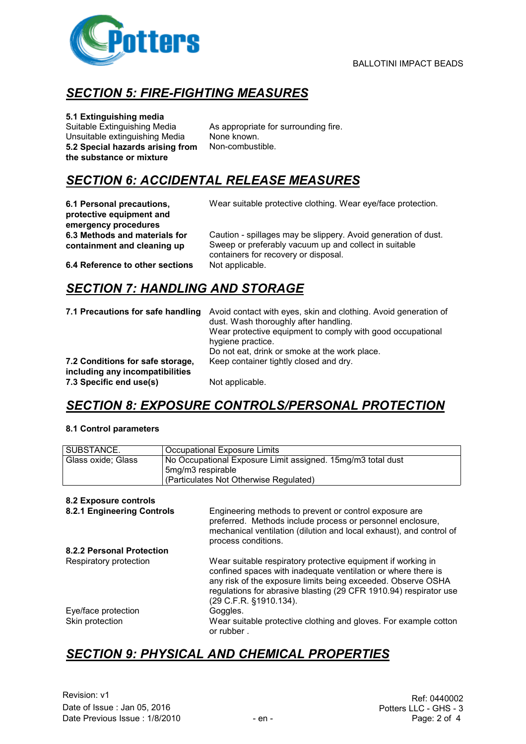## SECTION 5: FIRE-FIGHTING MEASURES

**5.1 Extinguishing media**

Suitable Extinguishing Media: As appropriate for surrounding fire.

Unsuitable extinguishing Media: None known.

**5.2 Special hazards arising from the substance or mixture**: Non-combustible.

## SECTION 6: ACCIDENTAL RELEASE MEASURES

**6.1 Personal precautions, protective equipment and emergency procedures**: Wear suitable protective clothing. Wear eye/face protection.

**6.3 Methods and materials for containment and cleaning up**: Caution - spillages may be slippery. Avoid generation of dust. Sweep or preferably vacuum up and collect in suitable containers for recovery or disposal.

**6.4 Reference to other sections**: Not applicable.

## SECTION 7: HANDLING AND STORAGE

**7.1 Precautions for safe handling**: Avoid contact with eyes, skin and clothing. Avoid generation of dust. Wash thoroughly after handling.
Wear protective equipment to comply with good occupational hygiene practice.
Do not eat, drink or smoke at the work place.

**7.2 Conditions for safe storage, including any incompatibilities**: Keep container tightly closed and dry.

**7.3 Specific end use(s)**: Not applicable.

## SECTION 8: EXPOSURE CONTROLS/PERSONAL PROTECTION

**8.1 Control parameters**

| SUBSTANCE. | Occupational Exposure Limits |
|---|---|
| Glass oxide; Glass | No Occupational Exposure Limit assigned. 15mg/m3 total dust<br>5mg/m3 respirable<br>(Particulates Not Otherwise Regulated) |

**8.2 Exposure controls**

**8.2.1 Engineering Controls**: Engineering methods to prevent or control exposure are preferred. Methods include process or personnel enclosure, mechanical ventilation (dilution and local exhaust), and control of process conditions.

**8.2.2 Personal Protection**

Respiratory protection: Wear suitable respiratory protective equipment if working in confined spaces with inadequate ventilation or where there is any risk of the exposure limits being exceeded. Observe OSHA regulations for abrasive blasting (29 CFR 1910.94) respirator use (29 C.F.R. §1910.134).

Eye/face protection: Goggles.

Skin protection: Wear suitable protective clothing and gloves. For example cotton or rubber .

## SECTION 9: PHYSICAL AND CHEMICAL PROPERTIES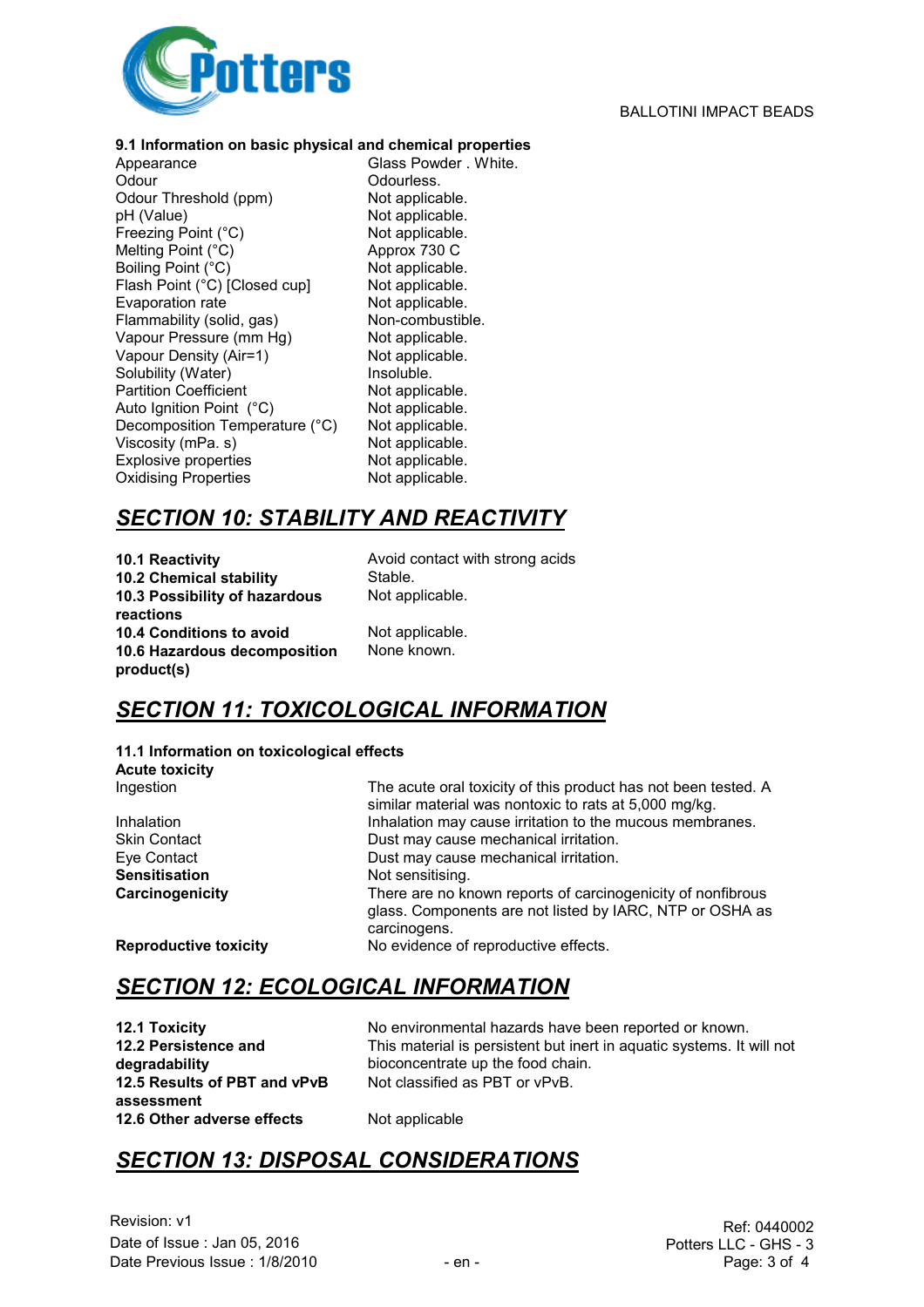### 9.1 Information on basic physical and chemical properties

| | |
|---|---|
| Appearance | Glass Powder . White. |
| Odour | Odourless. |
| Odour Threshold (ppm) | Not applicable. |
| pH (Value) | Not applicable. |
| Freezing Point (°C) | Not applicable. |
| Melting Point (°C) | Approx 730 C |
| Boiling Point (°C) | Not applicable. |
| Flash Point (°C) [Closed cup] | Not applicable. |
| Evaporation rate | Not applicable. |
| Flammability (solid, gas) | Non-combustible. |
| Vapour Pressure (mm Hg) | Not applicable. |
| Vapour Density (Air=1) | Not applicable. |
| Solubility (Water) | Insoluble. |
| Partition Coefficient | Not applicable. |
| Auto Ignition Point (°C) | Not applicable. |
| Decomposition Temperature (°C) | Not applicable. |
| Viscosity (mPa. s) | Not applicable. |
| Explosive properties | Not applicable. |
| Oxidising Properties | Not applicable. |

## SECTION 10: STABILITY AND REACTIVITY

| | |
|---|---|
| **10.1 Reactivity** | Avoid contact with strong acids |
| **10.2 Chemical stability** | Stable. |
| **10.3 Possibility of hazardous reactions** | Not applicable. |
| **10.4 Conditions to avoid** | Not applicable. |
| **10.6 Hazardous decomposition product(s)** | None known. |

## SECTION 11: TOXICOLOGICAL INFORMATION

### 11.1 Information on toxicological effects

**Acute toxicity**

| | |
|---|---|
| Ingestion | The acute oral toxicity of this product has not been tested. A similar material was nontoxic to rats at 5,000 mg/kg. |
| Inhalation | Inhalation may cause irritation to the mucous membranes. |
| Skin Contact | Dust may cause mechanical irritation. |
| Eye Contact | Dust may cause mechanical irritation. |
| **Sensitisation** | Not sensitising. |
| **Carcinogenicity** | There are no known reports of carcinogenicity of nonfibrous glass. Components are not listed by IARC, NTP or OSHA as carcinogens. |
| **Reproductive toxicity** | No evidence of reproductive effects. |

## SECTION 12: ECOLOGICAL INFORMATION

| | |
|---|---|
| **12.1 Toxicity** | No environmental hazards have been reported or known. |
| **12.2 Persistence and degradability** | This material is persistent but inert in aquatic systems. It will not bioconcentrate up the food chain. |
| **12.5 Results of PBT and vPvB assessment** | Not classified as PBT or vPvB. |
| **12.6 Other adverse effects** | Not applicable |

## SECTION 13: DISPOSAL CONSIDERATIONS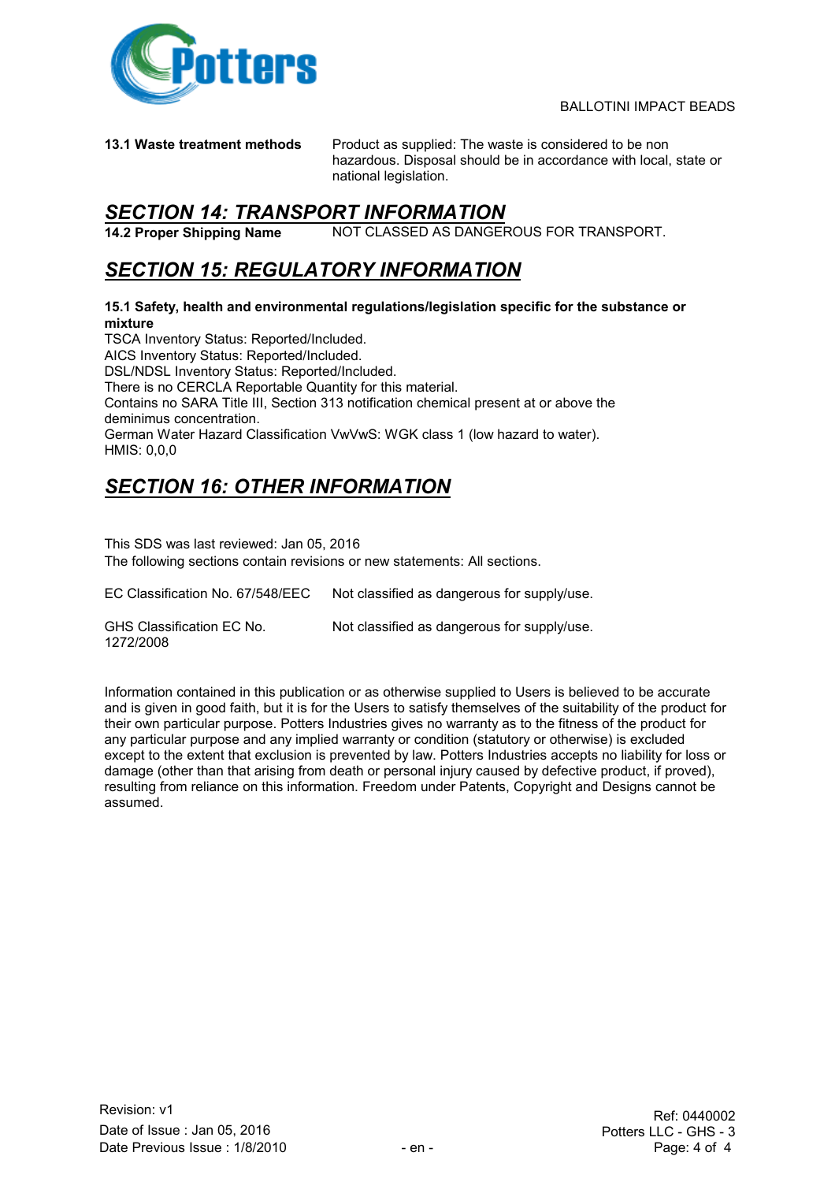**13.1 Waste treatment methods** Product as supplied: The waste is considered to be non hazardous. Disposal should be in accordance with local, state or national legislation.

## *SECTION 14: TRANSPORT INFORMATION*

**14.2 Proper Shipping Name** NOT CLASSED AS DANGEROUS FOR TRANSPORT.

## *SECTION 15: REGULATORY INFORMATION*

**15.1 Safety, health and environmental regulations/legislation specific for the substance or mixture**

TSCA Inventory Status: Reported/Included.
AICS Inventory Status: Reported/Included.
DSL/NDSL Inventory Status: Reported/Included.
There is no CERCLA Reportable Quantity for this material.
Contains no SARA Title III, Section 313 notification chemical present at or above the deminimus concentration.
German Water Hazard Classification VwVwS: WGK class 1 (low hazard to water).
HMIS: 0,0,0

## *SECTION 16: OTHER INFORMATION*

This SDS was last reviewed: Jan 05, 2016
The following sections contain revisions or new statements: All sections.

| | |
|---|---|
| EC Classification No. 67/548/EEC | Not classified as dangerous for supply/use. |
| GHS Classification EC No. 1272/2008 | Not classified as dangerous for supply/use. |

Information contained in this publication or as otherwise supplied to Users is believed to be accurate and is given in good faith, but it is for the Users to satisfy themselves of the suitability of the product for their own particular purpose. Potters Industries gives no warranty as to the fitness of the product for any particular purpose and any implied warranty or condition (statutory or otherwise) is excluded except to the extent that exclusion is prevented by law. Potters Industries accepts no liability for loss or damage (other than that arising from death or personal injury caused by defective product, if proved), resulting from reliance on this information. Freedom under Patents, Copyright and Designs cannot be assumed.